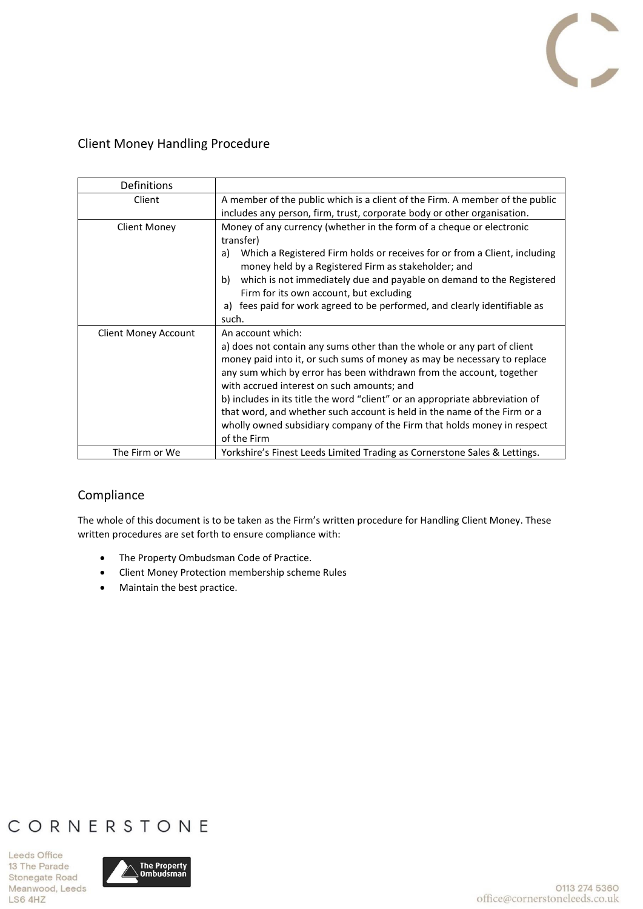## Client Money Handling Procedure

| Definitions | |
|---|---|
| Client | A member of the public which is a client of the Firm. A member of the public includes any person, firm, trust, corporate body or other organisation. |
| Client Money | Money of any currency (whether in the form of a cheque or electronic transfer)<br>a) Which a Registered Firm holds or receives for or from a Client, including money held by a Registered Firm as stakeholder; and<br>b) which is not immediately due and payable on demand to the Registered Firm for its own account, but excluding<br>a) fees paid for work agreed to be performed, and clearly identifiable as such. |
| Client Money Account | An account which:<br>a) does not contain any sums other than the whole or any part of client money paid into it, or such sums of money as may be necessary to replace any sum which by error has been withdrawn from the account, together with accrued interest on such amounts; and<br>b) includes in its title the word "client" or an appropriate abbreviation of that word, and whether such account is held in the name of the Firm or a wholly owned subsidiary company of the Firm that holds money in respect of the Firm |
| The Firm or We | Yorkshire's Finest Leeds Limited Trading as Cornerstone Sales & Lettings. |

## Compliance

The whole of this document is to be taken as the Firm's written procedure for Handling Client Money. These written procedures are set forth to ensure compliance with:

- The Property Ombudsman Code of Practice.
- Client Money Protection membership scheme Rules
- Maintain the best practice.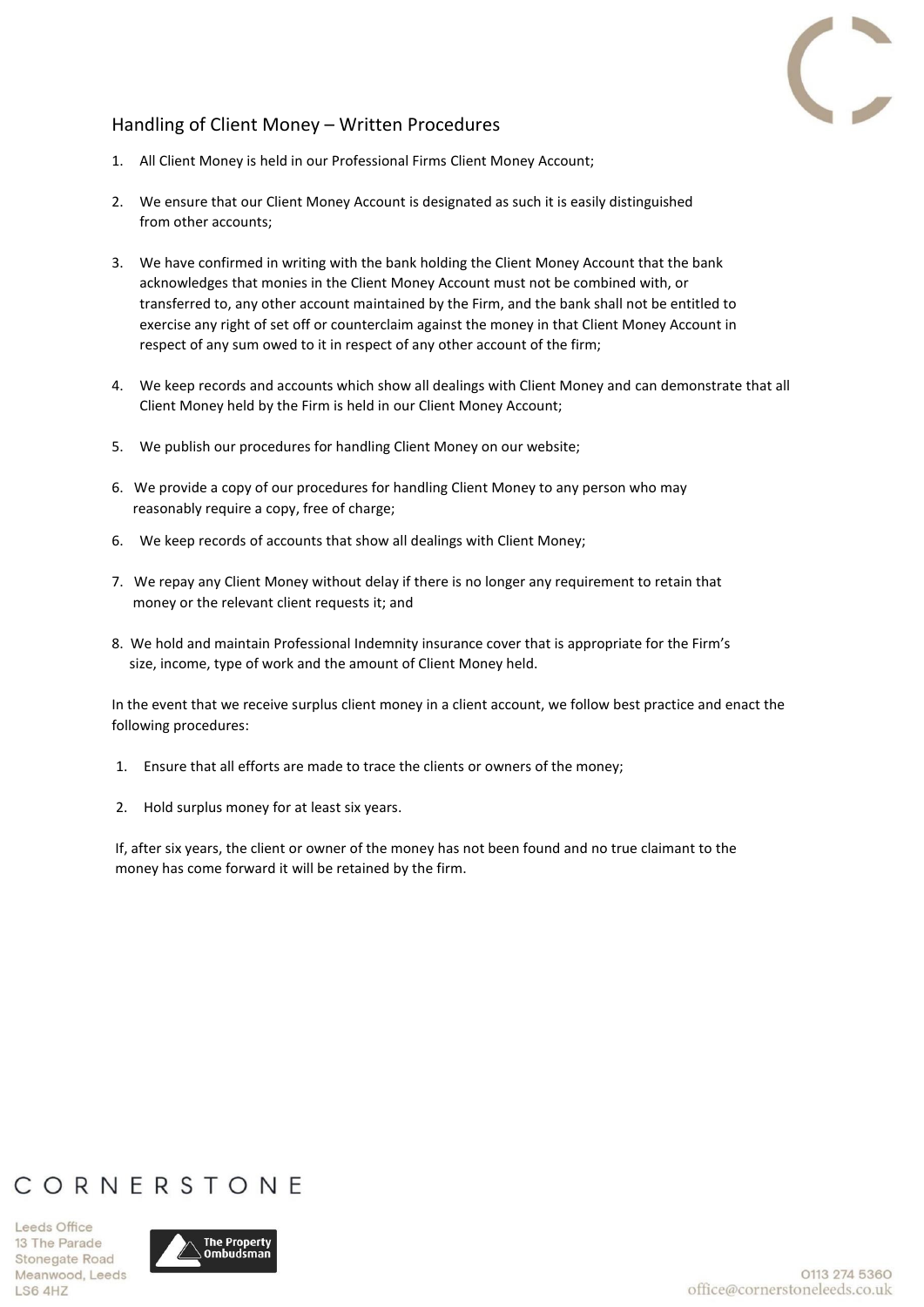## Handling of Client Money – Written Procedures

1. All Client Money is held in our Professional Firms Client Money Account;

2. We ensure that our Client Money Account is designated as such it is easily distinguished from other accounts;

3. We have confirmed in writing with the bank holding the Client Money Account that the bank acknowledges that monies in the Client Money Account must not be combined with, or transferred to, any other account maintained by the Firm, and the bank shall not be entitled to exercise any right of set off or counterclaim against the money in that Client Money Account in respect of any sum owed to it in respect of any other account of the firm;

4. We keep records and accounts which show all dealings with Client Money and can demonstrate that all Client Money held by the Firm is held in our Client Money Account;

5. We publish our procedures for handling Client Money on our website;

6. We provide a copy of our procedures for handling Client Money to any person who may reasonably require a copy, free of charge;

6. We keep records of accounts that show all dealings with Client Money;

7. We repay any Client Money without delay if there is no longer any requirement to retain that money or the relevant client requests it; and

8. We hold and maintain Professional Indemnity insurance cover that is appropriate for the Firm's size, income, type of work and the amount of Client Money held.

In the event that we receive surplus client money in a client account, we follow best practice and enact the following procedures:

1. Ensure that all efforts are made to trace the clients or owners of the money;

2. Hold surplus money for at least six years.

If, after six years, the client or owner of the money has not been found and no true claimant to the money has come forward it will be retained by the firm.

CORNERSTONE

Leeds Office
13 The Parade
Stonegate Road
Meanwood, Leeds
LS6 4HZ

The Property Ombudsman

0113 274 5360
office@cornerstoneleeds.co.uk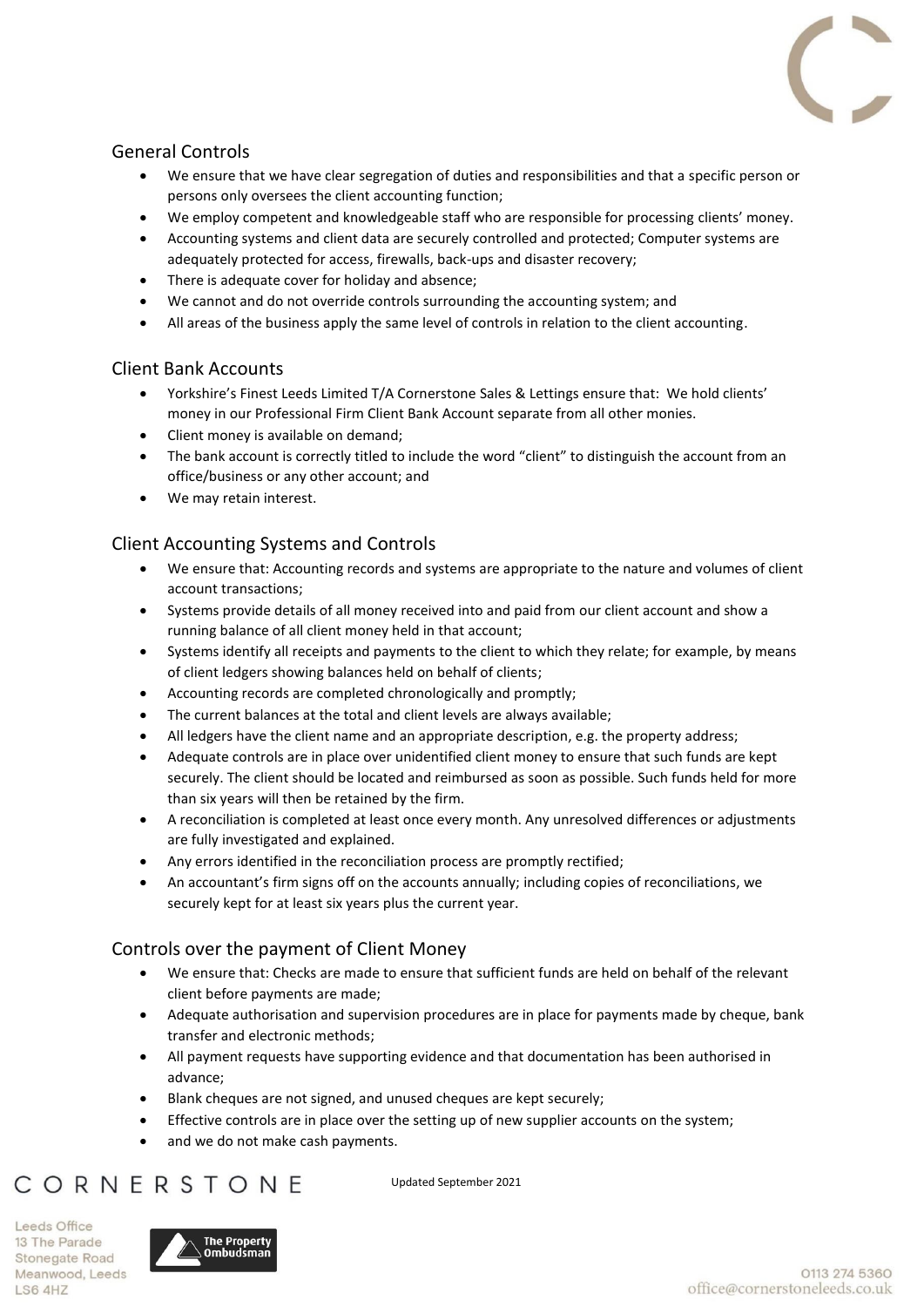## General Controls

- We ensure that we have clear segregation of duties and responsibilities and that a specific person or persons only oversees the client accounting function;
- We employ competent and knowledgeable staff who are responsible for processing clients' money.
- Accounting systems and client data are securely controlled and protected; Computer systems are adequately protected for access, firewalls, back-ups and disaster recovery;
- There is adequate cover for holiday and absence;
- We cannot and do not override controls surrounding the accounting system; and
- All areas of the business apply the same level of controls in relation to the client accounting.

## Client Bank Accounts

- Yorkshire's Finest Leeds Limited T/A Cornerstone Sales & Lettings ensure that: We hold clients' money in our Professional Firm Client Bank Account separate from all other monies.
- Client money is available on demand;
- The bank account is correctly titled to include the word "client" to distinguish the account from an office/business or any other account; and
- We may retain interest.

## Client Accounting Systems and Controls

- We ensure that: Accounting records and systems are appropriate to the nature and volumes of client account transactions;
- Systems provide details of all money received into and paid from our client account and show a running balance of all client money held in that account;
- Systems identify all receipts and payments to the client to which they relate; for example, by means of client ledgers showing balances held on behalf of clients;
- Accounting records are completed chronologically and promptly;
- The current balances at the total and client levels are always available;
- All ledgers have the client name and an appropriate description, e.g. the property address;
- Adequate controls are in place over unidentified client money to ensure that such funds are kept securely. The client should be located and reimbursed as soon as possible. Such funds held for more than six years will then be retained by the firm.
- A reconciliation is completed at least once every month. Any unresolved differences or adjustments are fully investigated and explained.
- Any errors identified in the reconciliation process are promptly rectified;
- An accountant's firm signs off on the accounts annually; including copies of reconciliations, we securely kept for at least six years plus the current year.

## Controls over the payment of Client Money

- We ensure that: Checks are made to ensure that sufficient funds are held on behalf of the relevant client before payments are made;
- Adequate authorisation and supervision procedures are in place for payments made by cheque, bank transfer and electronic methods;
- All payment requests have supporting evidence and that documentation has been authorised in advance;
- Blank cheques are not signed, and unused cheques are kept securely;
- Effective controls are in place over the setting up of new supplier accounts on the system;
- and we do not make cash payments.

CORNERSTONE

Updated September 2021

Leeds Office
13 The Parade
Stonegate Road
Meanwood, Leeds
LS6 4HZ

The Property Ombudsman

0113 274 5360
office@cornerstoneleeds.co.uk